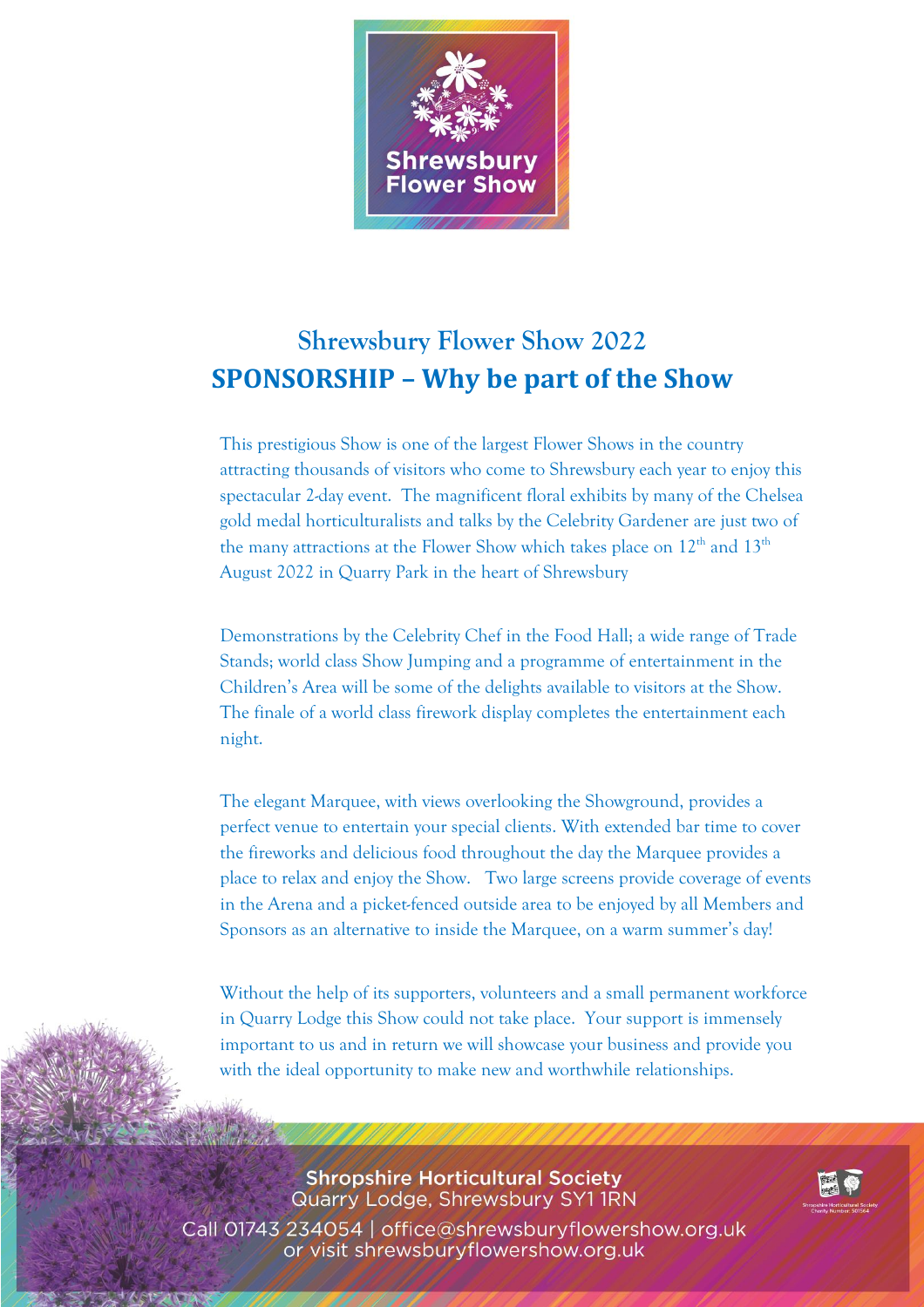Shrewsbury Flower Show

# Shrewsbury Flower Show 2022

## SPONSORSHIP – Why be part of the Show

This prestigious Show is one of the largest Flower Shows in the country attracting thousands of visitors who come to Shrewsbury each year to enjoy this spectacular 2-day event. The magnificent floral exhibits by many of the Chelsea gold medal horticulturalists and talks by the Celebrity Gardener are just two of the many attractions at the Flower Show which takes place on 12th and 13th August 2022 in Quarry Park in the heart of Shrewsbury

Demonstrations by the Celebrity Chef in the Food Hall; a wide range of Trade Stands; world class Show Jumping and a programme of entertainment in the Children's Area will be some of the delights available to visitors at the Show. The finale of a world class firework display completes the entertainment each night.

The elegant Marquee, with views overlooking the Showground, provides a perfect venue to entertain your special clients. With extended bar time to cover the fireworks and delicious food throughout the day the Marquee provides a place to relax and enjoy the Show. Two large screens provide coverage of events in the Arena and a picket-fenced outside area to be enjoyed by all Members and Sponsors as an alternative to inside the Marquee, on a warm summer's day!

Without the help of its supporters, volunteers and a small permanent workforce in Quarry Lodge this Show could not take place. Your support is immensely important to us and in return we will showcase your business and provide you with the ideal opportunity to make new and worthwhile relationships.

**Shropshire Horticultural Society**
Quarry Lodge, Shrewsbury SY1 1RN
Call 01743 234054 | office@shrewsburyflowershow.org.uk
or visit shrewsburyflowershow.org.uk

Shropshire Horticultural Society Charity Number: 501564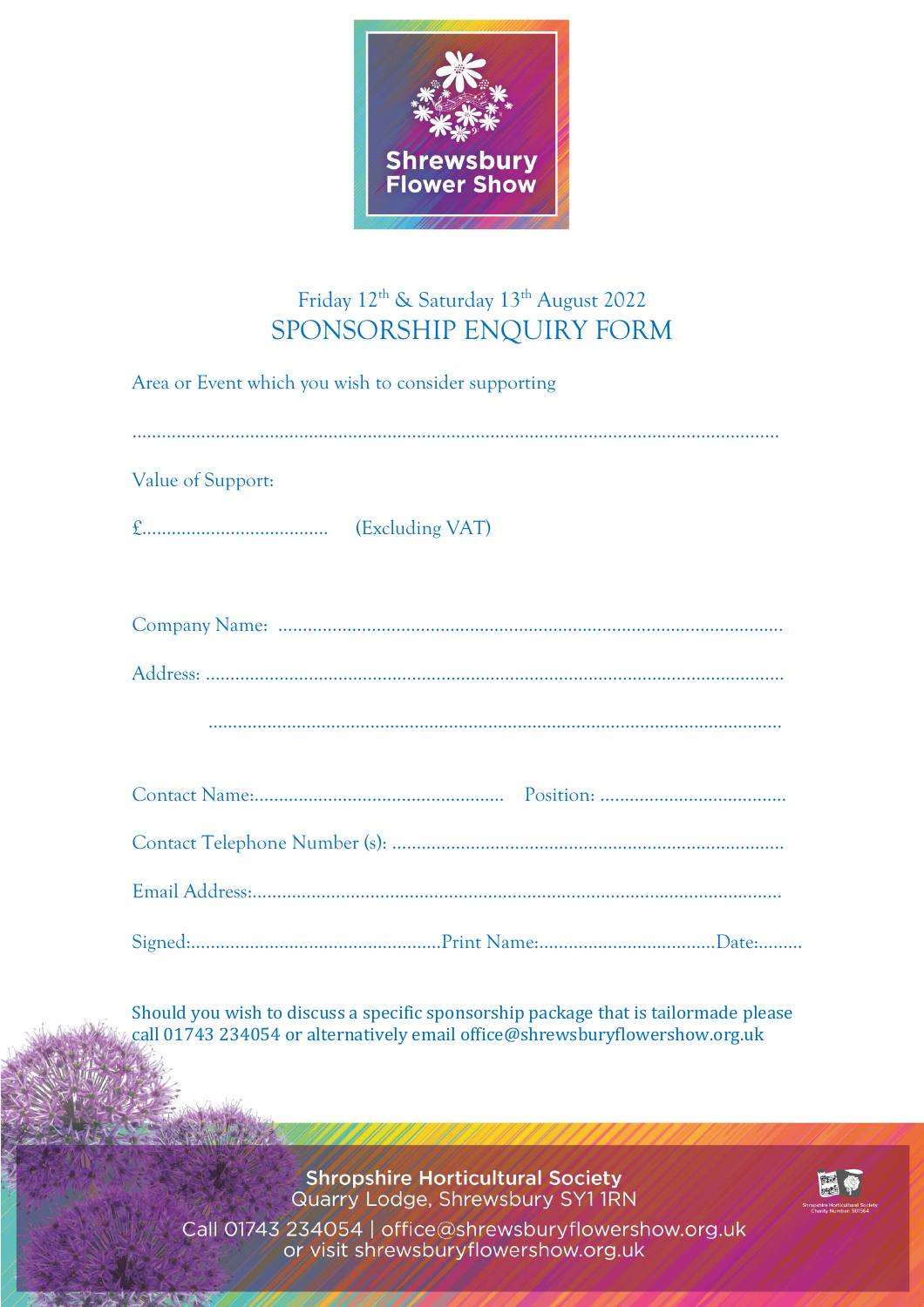Shrewsbury Flower Show

Friday 12th & Saturday 13th August 2022

# SPONSORSHIP ENQUIRY FORM

Area or Event which you wish to consider supporting

.....................................................................................................................................

Value of Support:

£...................................... (Excluding VAT)

Company Name: .......................................................................................................

Address: .....................................................................................................................

.......................................................................................................................

Contact Name:.................................................... Position: ......................................

Contact Telephone Number (s): ...............................................................................

Email Address:...........................................................................................................

Signed:...................................................Print Name:....................................Date:.........

Should you wish to discuss a specific sponsorship package that is tailormade please call 01743 234054 or alternatively email office@shrewsburyflowershow.org.uk

**Shropshire Horticultural Society**
Quarry Lodge, Shrewsbury SY1 1RN
Call 01743 234054 | office@shrewsburyflowershow.org.uk
or visit shrewsburyflowershow.org.uk

Shropshire Horticultural Society Charity Number: 501564